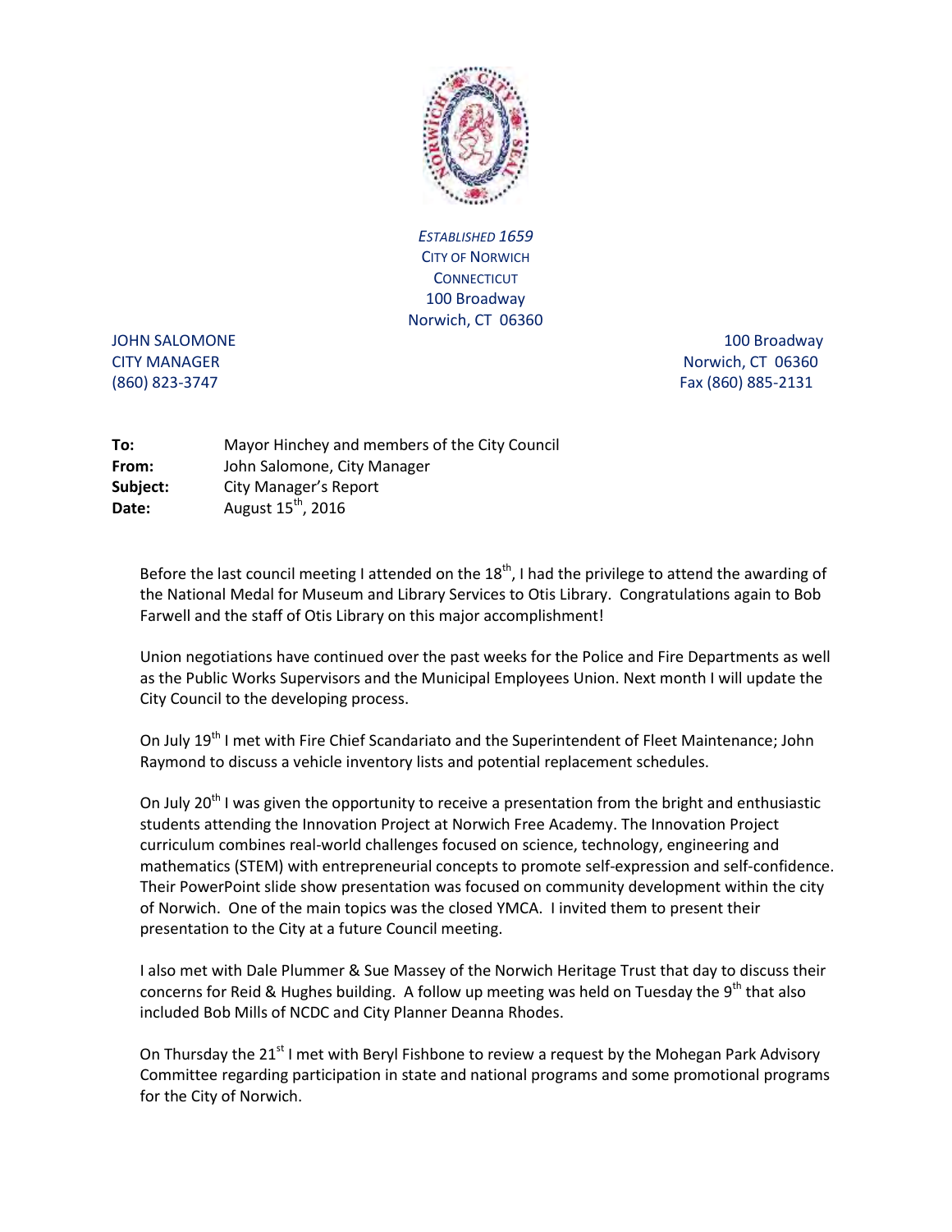*ESTABLISHED 1659*
CITY OF NORWICH
CONNECTICUT
100 Broadway
Norwich, CT 06360

JOHN SALOMONE
CITY MANAGER
(860) 823-3747

100 Broadway
Norwich, CT 06360
Fax (860) 885-2131

**To:** Mayor Hinchey and members of the City Council
**From:** John Salomone, City Manager
**Subject:** City Manager's Report
**Date:** August 15th, 2016

Before the last council meeting I attended on the 18th, I had the privilege to attend the awarding of the National Medal for Museum and Library Services to Otis Library. Congratulations again to Bob Farwell and the staff of Otis Library on this major accomplishment!

Union negotiations have continued over the past weeks for the Police and Fire Departments as well as the Public Works Supervisors and the Municipal Employees Union. Next month I will update the City Council to the developing process.

On July 19th I met with Fire Chief Scandariato and the Superintendent of Fleet Maintenance; John Raymond to discuss a vehicle inventory lists and potential replacement schedules.

On July 20th I was given the opportunity to receive a presentation from the bright and enthusiastic students attending the Innovation Project at Norwich Free Academy. The Innovation Project curriculum combines real-world challenges focused on science, technology, engineering and mathematics (STEM) with entrepreneurial concepts to promote self-expression and self-confidence. Their PowerPoint slide show presentation was focused on community development within the city of Norwich. One of the main topics was the closed YMCA. I invited them to present their presentation to the City at a future Council meeting.

I also met with Dale Plummer & Sue Massey of the Norwich Heritage Trust that day to discuss their concerns for Reid & Hughes building. A follow up meeting was held on Tuesday the 9th that also included Bob Mills of NCDC and City Planner Deanna Rhodes.

On Thursday the 21st I met with Beryl Fishbone to review a request by the Mohegan Park Advisory Committee regarding participation in state and national programs and some promotional programs for the City of Norwich.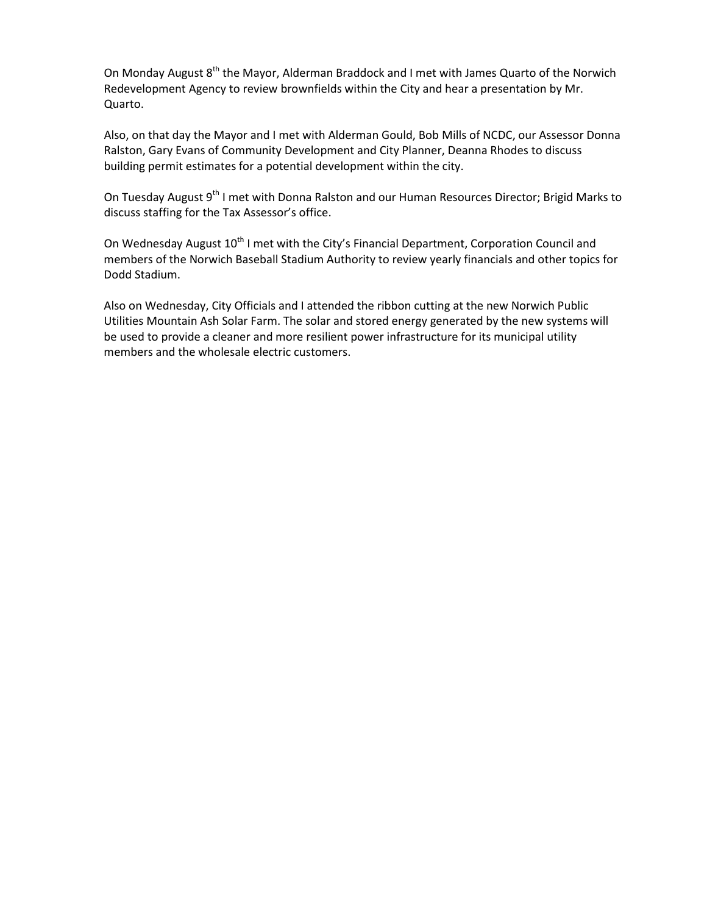On Monday August 8th the Mayor, Alderman Braddock and I met with James Quarto of the Norwich Redevelopment Agency to review brownfields within the City and hear a presentation by Mr. Quarto.

Also, on that day the Mayor and I met with Alderman Gould, Bob Mills of NCDC, our Assessor Donna Ralston, Gary Evans of Community Development and City Planner, Deanna Rhodes to discuss building permit estimates for a potential development within the city.

On Tuesday August 9th I met with Donna Ralston and our Human Resources Director; Brigid Marks to discuss staffing for the Tax Assessor's office.

On Wednesday August 10th I met with the City's Financial Department, Corporation Council and members of the Norwich Baseball Stadium Authority to review yearly financials and other topics for Dodd Stadium.

Also on Wednesday, City Officials and I attended the ribbon cutting at the new Norwich Public Utilities Mountain Ash Solar Farm. The solar and stored energy generated by the new systems will be used to provide a cleaner and more resilient power infrastructure for its municipal utility members and the wholesale electric customers.